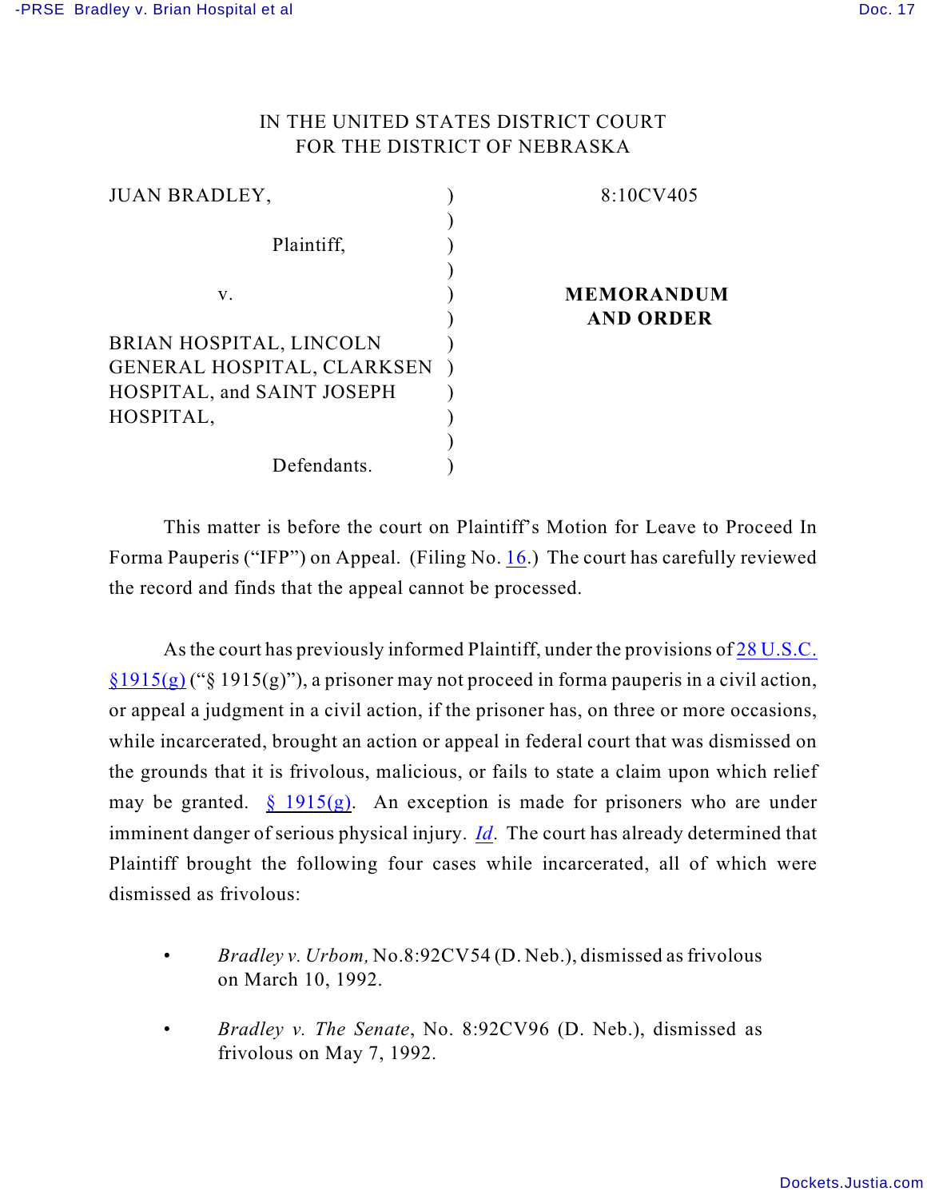IN THE UNITED STATES DISTRICT COURT
FOR THE DISTRICT OF NEBRASKA

| | | |
|---|---|---|
| JUAN BRADLEY, Plaintiff, | ) | 8:10CV405 |
| v. | ) | **MEMORANDUM AND ORDER** |
| BRIAN HOSPITAL, LINCOLN GENERAL HOSPITAL, CLARKSEN HOSPITAL, and SAINT JOSEPH HOSPITAL, Defendants. | ) | |

This matter is before the court on Plaintiff's Motion for Leave to Proceed In Forma Pauperis ("IFP") on Appeal. (Filing No. 16.) The court has carefully reviewed the record and finds that the appeal cannot be processed.

As the court has previously informed Plaintiff, under the provisions of 28 U.S.C. §1915(g) ("§ 1915(g)"), a prisoner may not proceed in forma pauperis in a civil action, or appeal a judgment in a civil action, if the prisoner has, on three or more occasions, while incarcerated, brought an action or appeal in federal court that was dismissed on the grounds that it is frivolous, malicious, or fails to state a claim upon which relief may be granted. § 1915(g). An exception is made for prisoners who are under imminent danger of serious physical injury. *Id*. The court has already determined that Plaintiff brought the following four cases while incarcerated, all of which were dismissed as frivolous:

- *Bradley v. Urbom,* No.8:92CV54 (D. Neb.), dismissed as frivolous on March 10, 1992.
- *Bradley v. The Senate*, No. 8:92CV96 (D. Neb.), dismissed as frivolous on May 7, 1992.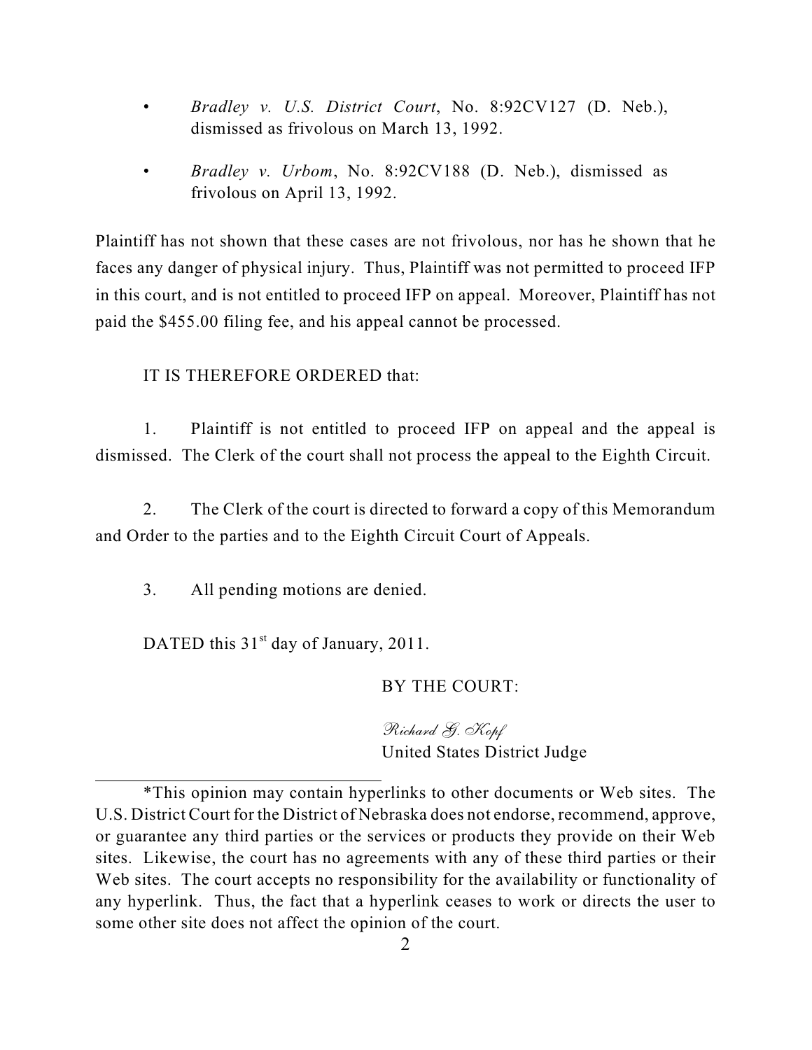- *Bradley v. U.S. District Court*, No. 8:92CV127 (D. Neb.), dismissed as frivolous on March 13, 1992.
- *Bradley v. Urbom*, No. 8:92CV188 (D. Neb.), dismissed as frivolous on April 13, 1992.

Plaintiff has not shown that these cases are not frivolous, nor has he shown that he faces any danger of physical injury. Thus, Plaintiff was not permitted to proceed IFP in this court, and is not entitled to proceed IFP on appeal. Moreover, Plaintiff has not paid the $455.00 filing fee, and his appeal cannot be processed.

IT IS THEREFORE ORDERED that:

1. Plaintiff is not entitled to proceed IFP on appeal and the appeal is dismissed. The Clerk of the court shall not process the appeal to the Eighth Circuit.

2. The Clerk of the court is directed to forward a copy of this Memorandum and Order to the parties and to the Eighth Circuit Court of Appeals.

3. All pending motions are denied.

DATED this 31st day of January, 2011.

BY THE COURT:

*Richard G. Kopf*
United States District Judge

---

*This opinion may contain hyperlinks to other documents or Web sites. The U.S. District Court for the District of Nebraska does not endorse, recommend, approve, or guarantee any third parties or the services or products they provide on their Web sites. Likewise, the court has no agreements with any of these third parties or their Web sites. The court accepts no responsibility for the availability or functionality of any hyperlink. Thus, the fact that a hyperlink ceases to work or directs the user to some other site does not affect the opinion of the court.